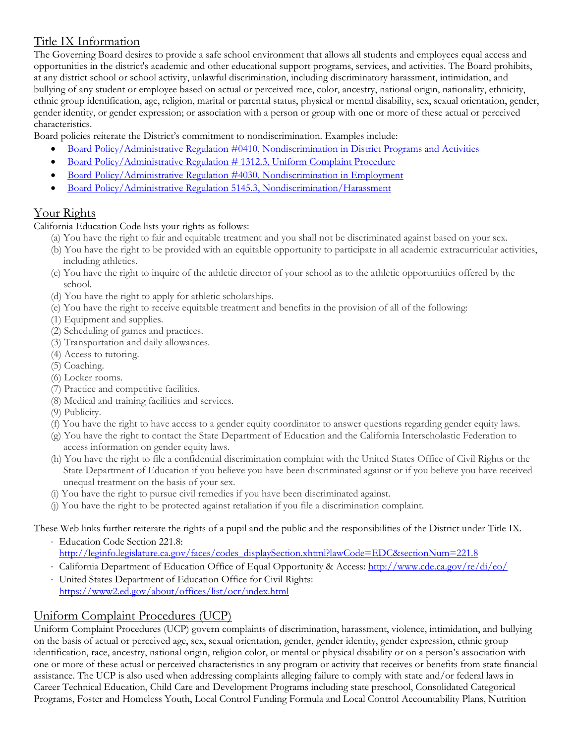## Title IX Information

The Governing Board desires to provide a safe school environment that allows all students and employees equal access and opportunities in the district's academic and other educational support programs, services, and activities. The Board prohibits, at any district school or school activity, unlawful discrimination, including discriminatory harassment, intimidation, and bullying of any student or employee based on actual or perceived race, color, ancestry, national origin, nationality, ethnicity, ethnic group identification, age, religion, marital or parental status, physical or mental disability, sex, sexual orientation, gender, gender identity, or gender expression; or association with a person or group with one or more of these actual or perceived characteristics.

Board policies reiterate the District's commitment to nondiscrimination. Examples include:

- Board Policy/Administrative Regulation #0410, Nondiscrimination in District Programs and Activities
- Board Policy/Administrative Regulation # 1312.3, Uniform Complaint Procedure
- Board Policy/Administrative Regulation #4030, Nondiscrimination in Employment
- Board Policy/Administrative Regulation 5145.3, Nondiscrimination/Harassment

## Your Rights

California Education Code lists your rights as follows:

(a) You have the right to fair and equitable treatment and you shall not be discriminated against based on your sex.

(b) You have the right to be provided with an equitable opportunity to participate in all academic extracurricular activities, including athletics.

(c) You have the right to inquire of the athletic director of your school as to the athletic opportunities offered by the school.

(d) You have the right to apply for athletic scholarships.

(e) You have the right to receive equitable treatment and benefits in the provision of all of the following:

(1) Equipment and supplies.

(2) Scheduling of games and practices.

(3) Transportation and daily allowances.

(4) Access to tutoring.

(5) Coaching.

(6) Locker rooms.

(7) Practice and competitive facilities.

(8) Medical and training facilities and services.

(9) Publicity.

(f) You have the right to have access to a gender equity coordinator to answer questions regarding gender equity laws.

(g) You have the right to contact the State Department of Education and the California Interscholastic Federation to access information on gender equity laws.

(h) You have the right to file a confidential discrimination complaint with the United States Office of Civil Rights or the State Department of Education if you believe you have been discriminated against or if you believe you have received unequal treatment on the basis of your sex.

(i) You have the right to pursue civil remedies if you have been discriminated against.

(j) You have the right to be protected against retaliation if you file a discrimination complaint.

These Web links further reiterate the rights of a pupil and the public and the responsibilities of the District under Title IX.

- Education Code Section 221.8: http://leginfo.legislature.ca.gov/faces/codes_displaySection.xhtml?lawCode=EDC&sectionNum=221.8
- California Department of Education Office of Equal Opportunity & Access: http://www.cde.ca.gov/re/di/eo/
- United States Department of Education Office for Civil Rights: https://www2.ed.gov/about/offices/list/ocr/index.html

## Uniform Complaint Procedures (UCP)

Uniform Complaint Procedures (UCP) govern complaints of discrimination, harassment, violence, intimidation, and bullying on the basis of actual or perceived age, sex, sexual orientation, gender, gender identity, gender expression, ethnic group identification, race, ancestry, national origin, religion color, or mental or physical disability or on a person's association with one or more of these actual or perceived characteristics in any program or activity that receives or benefits from state financial assistance. The UCP is also used when addressing complaints alleging failure to comply with state and/or federal laws in Career Technical Education, Child Care and Development Programs including state preschool, Consolidated Categorical Programs, Foster and Homeless Youth, Local Control Funding Formula and Local Control Accountability Plans, Nutrition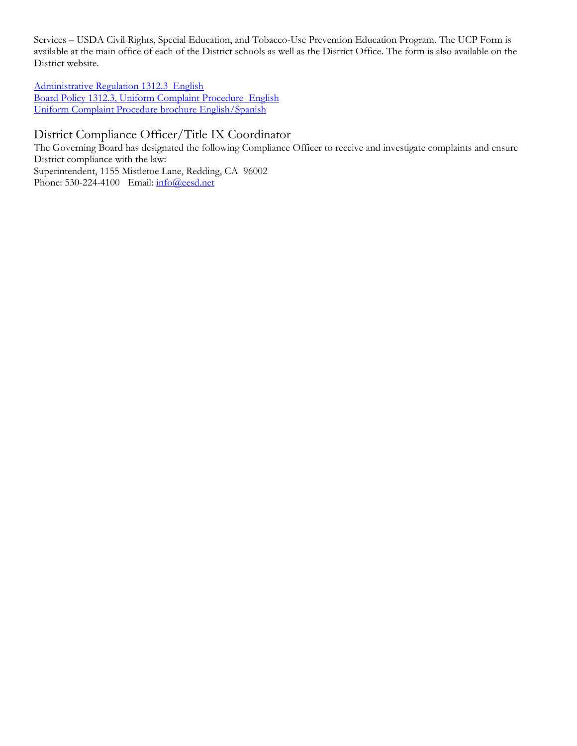Services – USDA Civil Rights, Special Education, and Tobacco-Use Prevention Education Program. The UCP Form is available at the main office of each of the District schools as well as the District Office. The form is also available on the District website.

[Administrative Regulation 1312.3 English](#)
[Board Policy 1312.3, Uniform Complaint Procedure English](#)
[Uniform Complaint Procedure brochure English/Spanish](#)

## District Compliance Officer/Title IX Coordinator

The Governing Board has designated the following Compliance Officer to receive and investigate complaints and ensure District compliance with the law:
Superintendent, 1155 Mistletoe Lane, Redding, CA 96002
Phone: 530-224-4100 Email: info@eesd.net